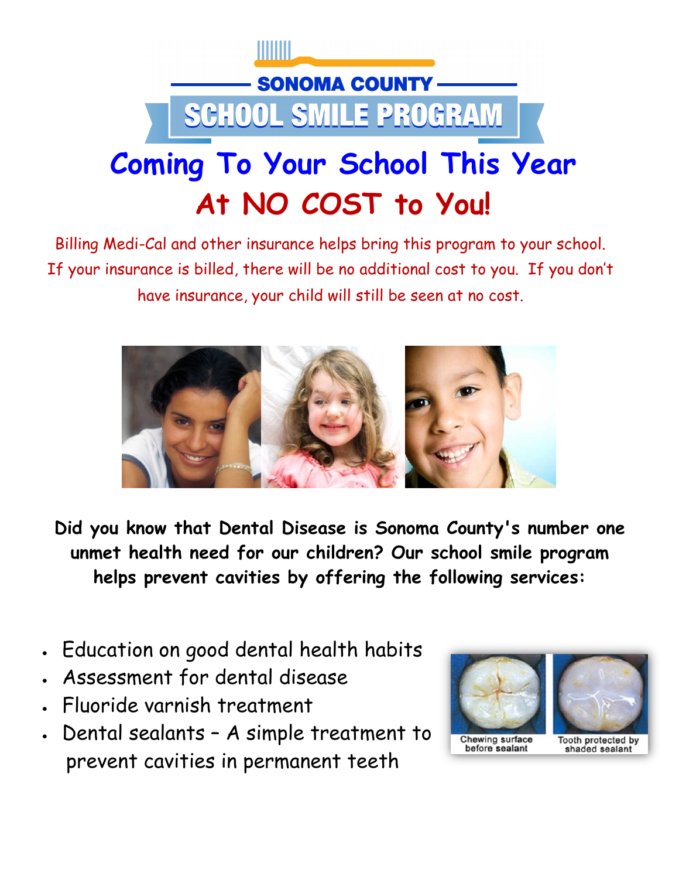SONOMA COUNTY

# SCHOOL SMILE PROGRAM

## Coming To Your School This Year

## At NO COST to You!

Billing Medi-Cal and other insurance helps bring this program to your school. If your insurance is billed, there will be no additional cost to you. If you don't have insurance, your child will still be seen at no cost.

**Did you know that Dental Disease is Sonoma County's number one unmet health need for our children? Our school smile program helps prevent cavities by offering the following services:**

- Education on good dental health habits
- Assessment for dental disease
- Fluoride varnish treatment
- Dental sealants – A simple treatment to prevent cavities in permanent teeth

Chewing surface before sealant

Tooth protected by shaded sealant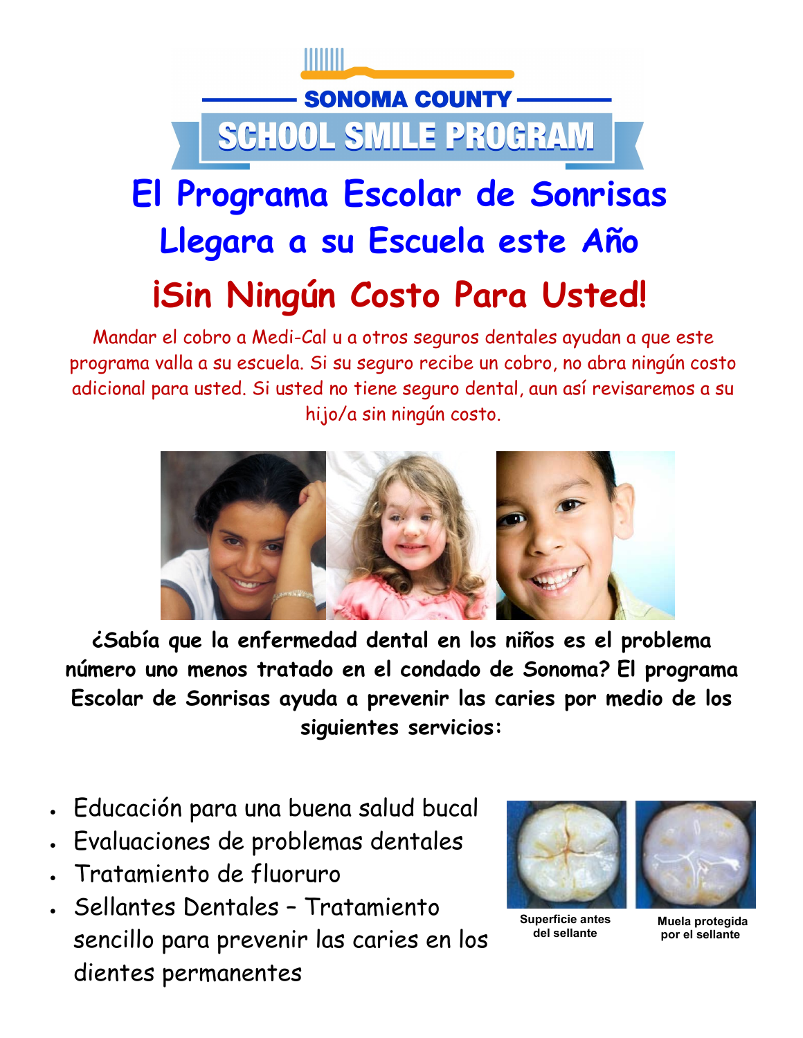SONOMA COUNTY

SCHOOL SMILE PROGRAM

# El Programa Escolar de Sonrisas Llegara a su Escuela este Año

## ¡Sin Ningún Costo Para Usted!

Mandar el cobro a Medi-Cal u a otros seguros dentales ayudan a que este programa valla a su escuela. Si su seguro recibe un cobro, no abra ningún costo adicional para usted. Si usted no tiene seguro dental, aun así revisaremos a su hijo/a sin ningún costo.

**¿Sabía que la enfermedad dental en los niños es el problema número uno menos tratado en el condado de Sonoma? El programa Escolar de Sonrisas ayuda a prevenir las caries por medio de los siguientes servicios:**

- Educación para una buena salud bucal
- Evaluaciones de problemas dentales
- Tratamiento de fluoruro
- Sellantes Dentales – Tratamiento sencillo para prevenir las caries en los dientes permanentes

Superficie antes del sellante

Muela protegida por el sellante